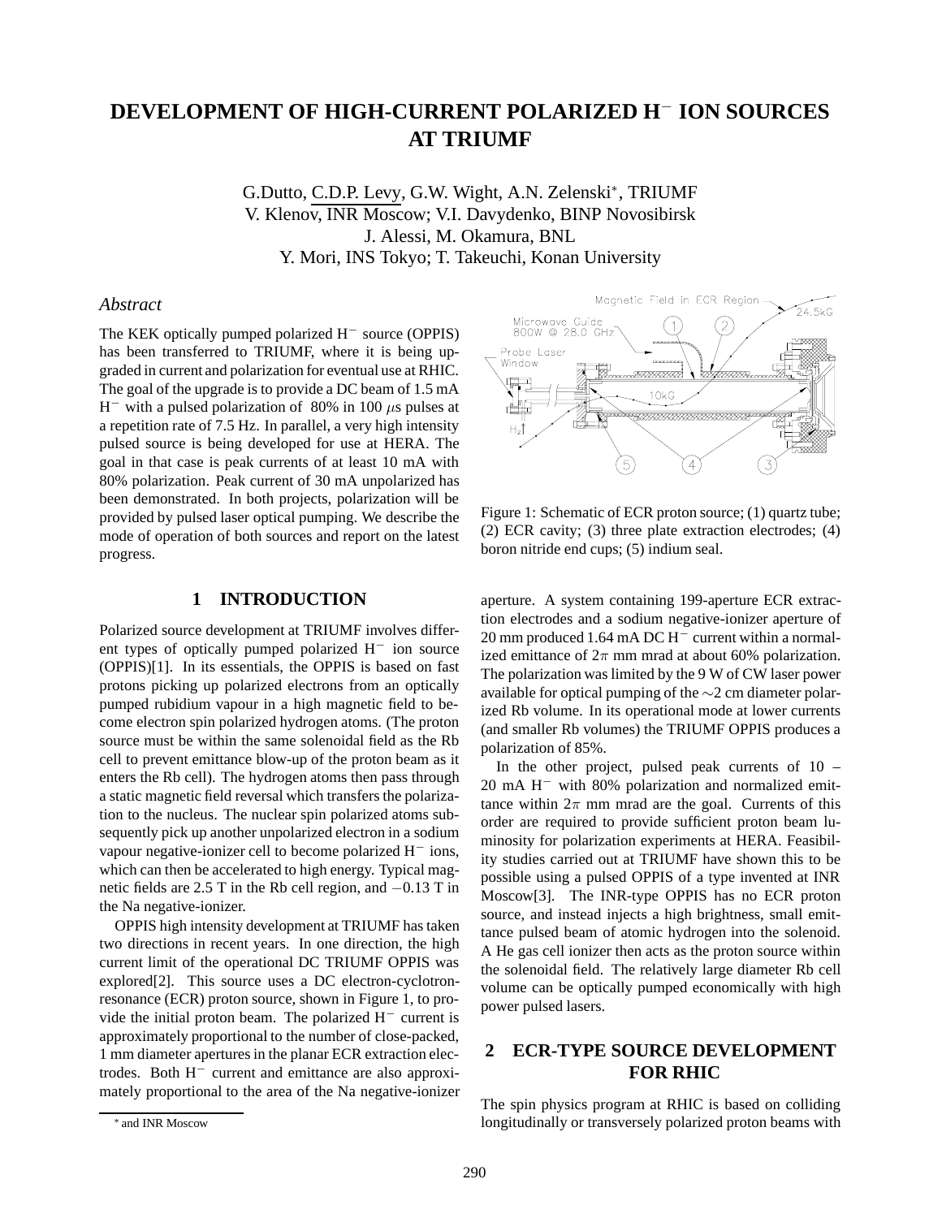# DEVELOPMENT OF HIGH-CURRENT POLARIZED H$^-$ ION SOURCES AT TRIUMF

G.Dutto, C.D.P. Levy, G.W. Wight, A.N. Zelenski*, TRIUMF
V. Klenov, INR Moscow; V.I. Davydenko, BINP Novosibirsk
J. Alessi, M. Okamura, BNL
Y. Mori, INS Tokyo; T. Takeuchi, Konan University

### *Abstract*

The KEK optically pumped polarized H$^-$ source (OPPIS) has been transferred to TRIUMF, where it is being upgraded in current and polarization for eventual use at RHIC. The goal of the upgrade is to provide a DC beam of 1.5 mA H$^-$ with a pulsed polarization of 80% in 100 $\mu$s pulses at a repetition rate of 7.5 Hz. In parallel, a very high intensity pulsed source is being developed for use at HERA. The goal in that case is peak currents of at least 10 mA with 80% polarization. Peak current of 30 mA unpolarized has been demonstrated. In both projects, polarization will be provided by pulsed laser optical pumping. We describe the mode of operation of both sources and report on the latest progress.

## 1 INTRODUCTION

Polarized source development at TRIUMF involves different types of optically pumped polarized H$^-$ ion source (OPPIS)[1]. In its essentials, the OPPIS is based on fast protons picking up polarized electrons from an optically pumped rubidium vapour in a high magnetic field to become electron spin polarized hydrogen atoms. (The proton source must be within the same solenoidal field as the Rb cell to prevent emittance blow-up of the proton beam as it enters the Rb cell). The hydrogen atoms then pass through a static magnetic field reversal which transfers the polarization to the nucleus. The nuclear spin polarized atoms subsequently pick up another unpolarized electron in a sodium vapour negative-ionizer cell to become polarized H$^-$ ions, which can then be accelerated to high energy. Typical magnetic fields are 2.5 T in the Rb cell region, and $-0.13$ T in the Na negative-ionizer.

OPPIS high intensity development at TRIUMF has taken two directions in recent years. In one direction, the high current limit of the operational DC TRIUMF OPPIS was explored[2]. This source uses a DC electron-cyclotron-resonance (ECR) proton source, shown in Figure 1, to provide the initial proton beam. The polarized H$^-$ current is approximately proportional to the number of close-packed, 1 mm diameter apertures in the planar ECR extraction electrodes. Both H$^-$ current and emittance are also approximately proportional to the area of the Na negative-ionizer aperture. A system containing 199-aperture ECR extraction electrodes and a sodium negative-ionizer aperture of 20 mm produced 1.64 mA DC H$^-$ current within a normalized emittance of $2\pi$ mm mrad at about 60% polarization. The polarization was limited by the 9 W of CW laser power available for optical pumping of the $\sim$2 cm diameter polarized Rb volume. In its operational mode at lower currents (and smaller Rb volumes) the TRIUMF OPPIS produces a polarization of 85%.

Figure 1: Schematic of ECR proton source; (1) quartz tube; (2) ECR cavity; (3) three plate extraction electrodes; (4) boron nitride end cups; (5) indium seal.

In the other project, pulsed peak currents of 10 – 20 mA H$^-$ with 80% polarization and normalized emittance within $2\pi$ mm mrad are the goal. Currents of this order are required to provide sufficient proton beam luminosity for polarization experiments at HERA. Feasibility studies carried out at TRIUMF have shown this to be possible using a pulsed OPPIS of a type invented at INR Moscow[3]. The INR-type OPPIS has no ECR proton source, and instead injects a high brightness, small emittance pulsed beam of atomic hydrogen into the solenoid. A He gas cell ionizer then acts as the proton source within the solenoidal field. The relatively large diameter Rb cell volume can be optically pumped economically with high power pulsed lasers.

## 2 ECR-TYPE SOURCE DEVELOPMENT FOR RHIC

The spin physics program at RHIC is based on colliding longitudinally or transversely polarized proton beams with

* and INR Moscow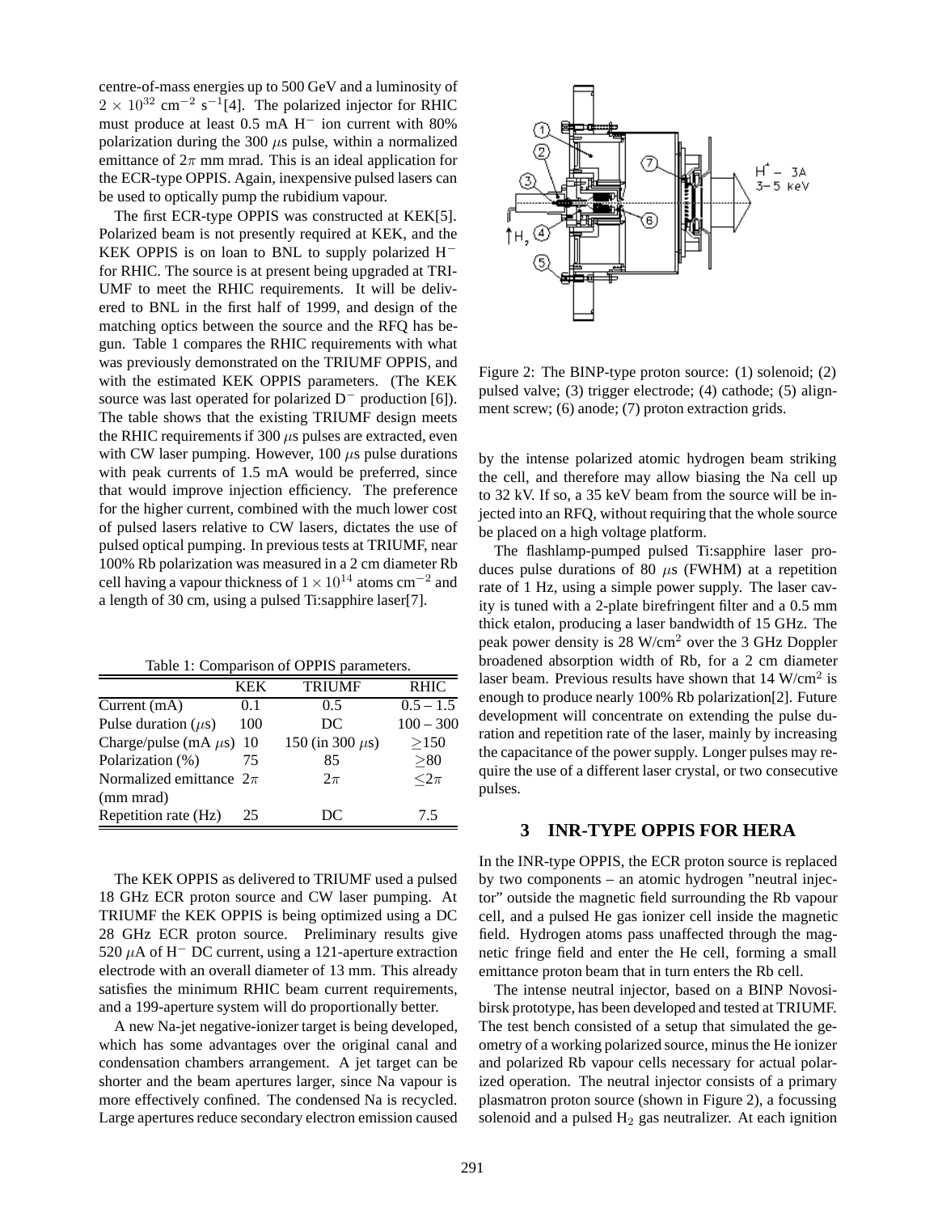centre-of-mass energies up to 500 GeV and a luminosity of $2 \times 10^{32}$ cm$^{-2}$ s$^{-1}$[4]. The polarized injector for RHIC must produce at least 0.5 mA H$^-$ ion current with 80% polarization during the 300 $\mu$s pulse, within a normalized emittance of $2\pi$ mm mrad. This is an ideal application for the ECR-type OPPIS. Again, inexpensive pulsed lasers can be used to optically pump the rubidium vapour.

The first ECR-type OPPIS was constructed at KEK[5]. Polarized beam is not presently required at KEK, and the KEK OPPIS is on loan to BNL to supply polarized H$^-$ for RHIC. The source is at present being upgraded at TRIUMF to meet the RHIC requirements. It will be delivered to BNL in the first half of 1999, and design of the matching optics between the source and the RFQ has begun. Table 1 compares the RHIC requirements with what was previously demonstrated on the TRIUMF OPPIS, and with the estimated KEK OPPIS parameters. (The KEK source was last operated for polarized D$^-$ production [6]). The table shows that the existing TRIUMF design meets the RHIC requirements if 300 $\mu$s pulses are extracted, even with CW laser pumping. However, 100 $\mu$s pulse durations with peak currents of 1.5 mA would be preferred, since that would improve injection efficiency. The preference for the higher current, combined with the much lower cost of pulsed lasers relative to CW lasers, dictates the use of pulsed optical pumping. In previous tests at TRIUMF, near 100% Rb polarization was measured in a 2 cm diameter Rb cell having a vapour thickness of $1 \times 10^{14}$ atoms cm$^{-2}$ and a length of 30 cm, using a pulsed Ti:sapphire laser[7].

Table 1: Comparison of OPPIS parameters.

| | KEK | TRIUMF | RHIC |
|---|---|---|---|
| Current (mA) | 0.1 | 0.5 | 0.5 – 1.5 |
| Pulse duration ($\mu$s) | 100 | DC | 100 – 300 |
| Charge/pulse (mA $\mu$s) | 10 | 150 (in 300 $\mu$s) | $\geq$150 |
| Polarization (%) | 75 | 85 | $\geq$80 |
| Normalized emittance (mm mrad) | $2\pi$ | $2\pi$ | $\leq 2\pi$ |
| Repetition rate (Hz) | 25 | DC | 7.5 |

The KEK OPPIS as delivered to TRIUMF used a pulsed 18 GHz ECR proton source and CW laser pumping. At TRIUMF the KEK OPPIS is being optimized using a DC 28 GHz ECR proton source. Preliminary results give 520 $\mu$A of H$^-$ DC current, using a 121-aperture extraction electrode with an overall diameter of 13 mm. This already satisfies the minimum RHIC beam current requirements, and a 199-aperture system will do proportionally better.

A new Na-jet negative-ionizer target is being developed, which has some advantages over the original canal and condensation chambers arrangement. A jet target can be shorter and the beam apertures larger, since Na vapour is more effectively confined. The condensed Na is recycled. Large apertures reduce secondary electron emission caused by the intense polarized atomic hydrogen beam striking the cell, and therefore may allow biasing the Na cell up to 32 kV. If so, a 35 keV beam from the source will be injected into an RFQ, without requiring that the whole source be placed on a high voltage platform.

Figure 2: The BINP-type proton source: (1) solenoid; (2) pulsed valve; (3) trigger electrode; (4) cathode; (5) alignment screw; (6) anode; (7) proton extraction grids.

The flashlamp-pumped pulsed Ti:sapphire laser produces pulse durations of 80 $\mu$s (FWHM) at a repetition rate of 1 Hz, using a simple power supply. The laser cavity is tuned with a 2-plate birefringent filter and a 0.5 mm thick etalon, producing a laser bandwidth of 15 GHz. The peak power density is 28 W/cm$^2$ over the 3 GHz Doppler broadened absorption width of Rb, for a 2 cm diameter laser beam. Previous results have shown that 14 W/cm$^2$ is enough to produce nearly 100% Rb polarization[2]. Future development will concentrate on extending the pulse duration and repetition rate of the laser, mainly by increasing the capacitance of the power supply. Longer pulses may require the use of a different laser crystal, or two consecutive pulses.

## 3 INR-TYPE OPPIS FOR HERA

In the INR-type OPPIS, the ECR proton source is replaced by two components – an atomic hydrogen "neutral injector" outside the magnetic field surrounding the Rb vapour cell, and a pulsed He gas ionizer cell inside the magnetic field. Hydrogen atoms pass unaffected through the magnetic fringe field and enter the He cell, forming a small emittance proton beam that in turn enters the Rb cell.

The intense neutral injector, based on a BINP Novosibirsk prototype, has been developed and tested at TRIUMF. The test bench consisted of a setup that simulated the geometry of a working polarized source, minus the He ionizer and polarized Rb vapour cells necessary for actual polarized operation. The neutral injector consists of a primary plasmatron proton source (shown in Figure 2), a focussing solenoid and a pulsed $H_2$ gas neutralizer. At each ignition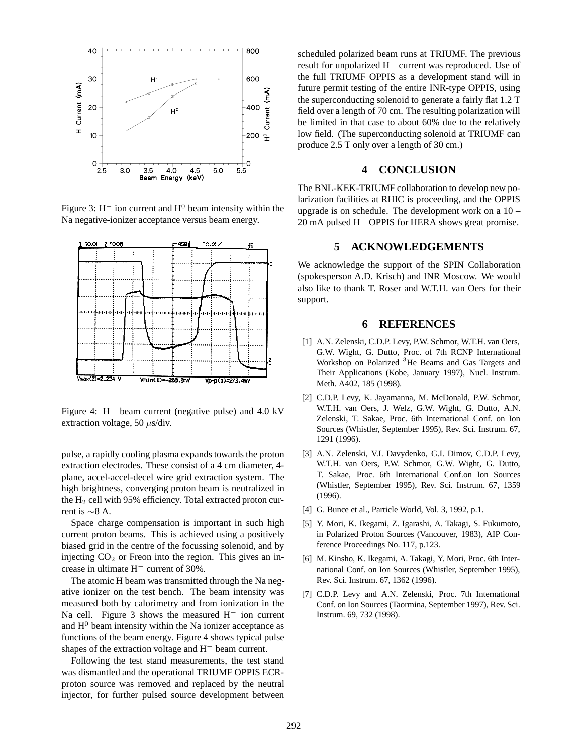40

30

20

10

0

800

600

400

200

0

2.5 3.0 3.5 4.0 4.5 5.0 5.5

Beam Energy (keV)

H⁻ Current (mA)

H⁰ Current (mA)

H⁻

H⁰

Figure 3: $H^-$ ion current and $H^0$ beam intensity within the Na negative-ionizer acceptance versus beam energy.

1 50.0mV 2 500mV 459μs 50.0μs/ 4E

Vmax(2)=2.234 V Vmin(1)=-268.5mV Vp-p(1)=273.4mV

Figure 4: $H^-$ beam current (negative pulse) and 4.0 kV extraction voltage, 50 $\mu$s/div.

pulse, a rapidly cooling plasma expands towards the proton extraction electrodes. These consist of a 4 cm diameter, 4-plane, accel-accel-decel wire grid extraction system. The high brightness, converging proton beam is neutralized in the $H_2$ cell with 95% efficiency. Total extracted proton current is $\sim$8 A.

Space charge compensation is important in such high current proton beams. This is achieved using a positively biased grid in the centre of the focussing solenoid, and by injecting $CO_2$ or Freon into the region. This gives an increase in ultimate $H^-$ current of 30%.

The atomic H beam was transmitted through the Na negative ionizer on the test bench. The beam intensity was measured both by calorimetry and from ionization in the Na cell. Figure 3 shows the measured $H^-$ ion current and $H^0$ beam intensity within the Na ionizer acceptance as functions of the beam energy. Figure 4 shows typical pulse shapes of the extraction voltage and $H^-$ beam current.

Following the test stand measurements, the test stand was dismantled and the operational TRIUMF OPPIS ECR-proton source was removed and replaced by the neutral injector, for further pulsed source development between scheduled polarized beam runs at TRIUMF. The previous result for unpolarized $H^-$ current was reproduced. Use of the full TRIUMF OPPIS as a development stand will in future permit testing of the entire INR-type OPPIS, using the superconducting solenoid to generate a fairly flat 1.2 T field over a length of 70 cm. The resulting polarization will be limited in that case to about 60% due to the relatively low field. (The superconducting solenoid at TRIUMF can produce 2.5 T only over a length of 30 cm.)

## 4 CONCLUSION

The BNL-KEK-TRIUMF collaboration to develop new polarization facilities at RHIC is proceeding, and the OPPIS upgrade is on schedule. The development work on a 10 – 20 mA pulsed $H^-$ OPPIS for HERA shows great promise.

## 5 ACKNOWLEDGEMENTS

We acknowledge the support of the SPIN Collaboration (spokesperson A.D. Krisch) and INR Moscow. We would also like to thank T. Roser and W.T.H. van Oers for their support.

## 6 REFERENCES

[1] A.N. Zelenski, C.D.P. Levy, P.W. Schmor, W.T.H. van Oers, G.W. Wight, G. Dutto, Proc. of 7th RCNP International Workshop on Polarized $^3$He Beams and Gas Targets and Their Applications (Kobe, January 1997), Nucl. Instrum. Meth. A402, 185 (1998).

[2] C.D.P. Levy, K. Jayamanna, M. McDonald, P.W. Schmor, W.T.H. van Oers, J. Welz, G.W. Wight, G. Dutto, A.N. Zelenski, T. Sakae, Proc. 6th International Conf. on Ion Sources (Whistler, September 1995), Rev. Sci. Instrum. 67, 1291 (1996).

[3] A.N. Zelenski, V.I. Davydenko, G.I. Dimov, C.D.P. Levy, W.T.H. van Oers, P.W. Schmor, G.W. Wight, G. Dutto, T. Sakae, Proc. 6th International Conf.on Ion Sources (Whistler, September 1995), Rev. Sci. Instrum. 67, 1359 (1996).

[4] G. Bunce et al., Particle World, Vol. 3, 1992, p.1.

[5] Y. Mori, K. Ikegami, Z. Igarashi, A. Takagi, S. Fukumoto, in Polarized Proton Sources (Vancouver, 1983), AIP Conference Proceedings No. 117, p.123.

[6] M. Kinsho, K. Ikegami, A. Takagi, Y. Mori, Proc. 6th International Conf. on Ion Sources (Whistler, September 1995), Rev. Sci. Instrum. 67, 1362 (1996).

[7] C.D.P. Levy and A.N. Zelenski, Proc. 7th International Conf. on Ion Sources (Taormina, September 1997), Rev. Sci. Instrum. 69, 732 (1998).